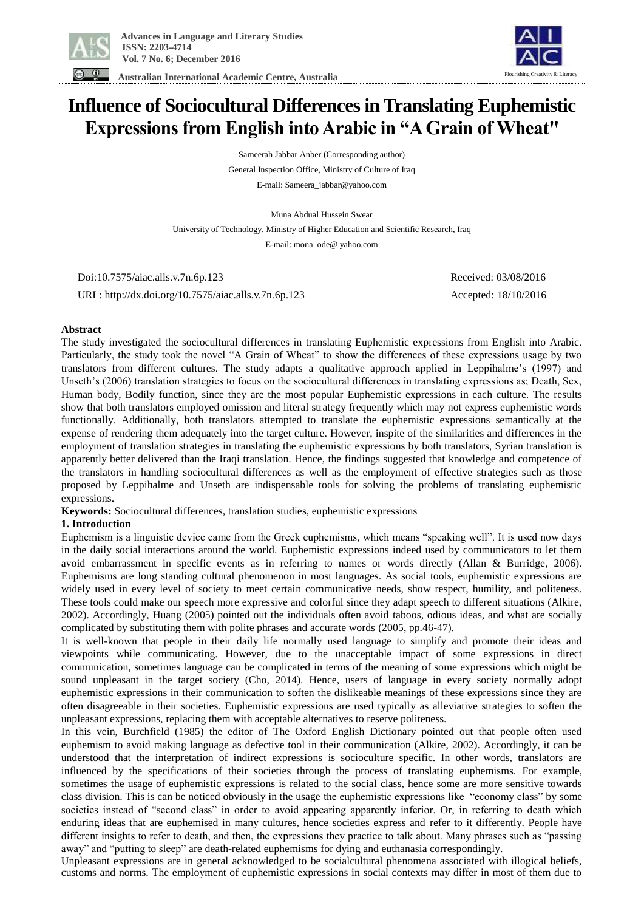# Influence of Sociocultural Differences in Translating Euphemistic Expressions from English into Arabic in "A Grain of Wheat"

Sameerah Jabbar Anber (Corresponding author)

General Inspection Office, Ministry of Culture of Iraq

E-mail: Sameera_jabbar@yahoo.com

Muna Abdual Hussein Swear

University of Technology, Ministry of Higher Education and Scientific Research, Iraq

E-mail: mona_ode@ yahoo.com

Doi:10.7575/aiac.alls.v.7n.6p.123

URL: http://dx.doi.org/10.7575/aiac.alls.v.7n.6p.123

Received: 03/08/2016

Accepted: 18/10/2016

**Abstract**

The study investigated the sociocultural differences in translating Euphemistic expressions from English into Arabic. Particularly, the study took the novel "A Grain of Wheat" to show the differences of these expressions usage by two translators from different cultures. The study adapts a qualitative approach applied in Leppihalme's (1997) and Unseth's (2006) translation strategies to focus on the sociocultural differences in translating expressions as; Death, Sex, Human body, Bodily function, since they are the most popular Euphemistic expressions in each culture. The results show that both translators employed omission and literal strategy frequently which may not express euphemistic words functionally. Additionally, both translators attempted to translate the euphemistic expressions semantically at the expense of rendering them adequately into the target culture. However, inspite of the similarities and differences in the employment of translation strategies in translating the euphemistic expressions by both translators, Syrian translation is apparently better delivered than the Iraqi translation. Hence, the findings suggested that knowledge and competence of the translators in handling sociocultural differences as well as the employment of effective strategies such as those proposed by Leppihalme and Unseth are indispensable tools for solving the problems of translating euphemistic expressions.

**Keywords:** Sociocultural differences, translation studies, euphemistic expressions

## 1. Introduction

Euphemism is a linguistic device came from the Greek euphemisms, which means "speaking well". It is used now days in the daily social interactions around the world. Euphemistic expressions indeed used by communicators to let them avoid embarrassment in specific events as in referring to names or words directly (Allan & Burridge, 2006). Euphemisms are long standing cultural phenomenon in most languages. As social tools, euphemistic expressions are widely used in every level of society to meet certain communicative needs, show respect, humility, and politeness. These tools could make our speech more expressive and colorful since they adapt speech to different situations (Alkire, 2002). Accordingly, Huang (2005) pointed out the individuals often avoid taboos, odious ideas, and what are socially complicated by substituting them with polite phrases and accurate words (2005, pp.46-47).

It is well-known that people in their daily life normally used language to simplify and promote their ideas and viewpoints while communicating. However, due to the unacceptable impact of some expressions in direct communication, sometimes language can be complicated in terms of the meaning of some expressions which might be sound unpleasant in the target society (Cho, 2014). Hence, users of language in every society normally adopt euphemistic expressions in their communication to soften the dislikeable meanings of these expressions since they are often disagreeable in their societies. Euphemistic expressions are used typically as alleviative strategies to soften the unpleasant expressions, replacing them with acceptable alternatives to reserve politeness.

In this vein, Burchfield (1985) the editor of The Oxford English Dictionary pointed out that people often used euphemism to avoid making language as defective tool in their communication (Alkire, 2002). Accordingly, it can be understood that the interpretation of indirect expressions is socioculture specific. In other words, translators are influenced by the specifications of their societies through the process of translating euphemisms. For example, sometimes the usage of euphemistic expressions is related to the social class, hence some are more sensitive towards class division. This is can be noticed obviously in the usage the euphemistic expressions like "economy class" by some societies instead of "second class" in order to avoid appearing apparently inferior. Or, in referring to death which enduring ideas that are euphemised in many cultures, hence societies express and refer to it differently. People have different insights to refer to death, and then, the expressions they practice to talk about. Many phrases such as "passing away" and "putting to sleep" are death-related euphemisms for dying and euthanasia correspondingly.

Unpleasant expressions are in general acknowledged to be socialcultural phenomena associated with illogical beliefs, customs and norms. The employment of euphemistic expressions in social contexts may differ in most of them due to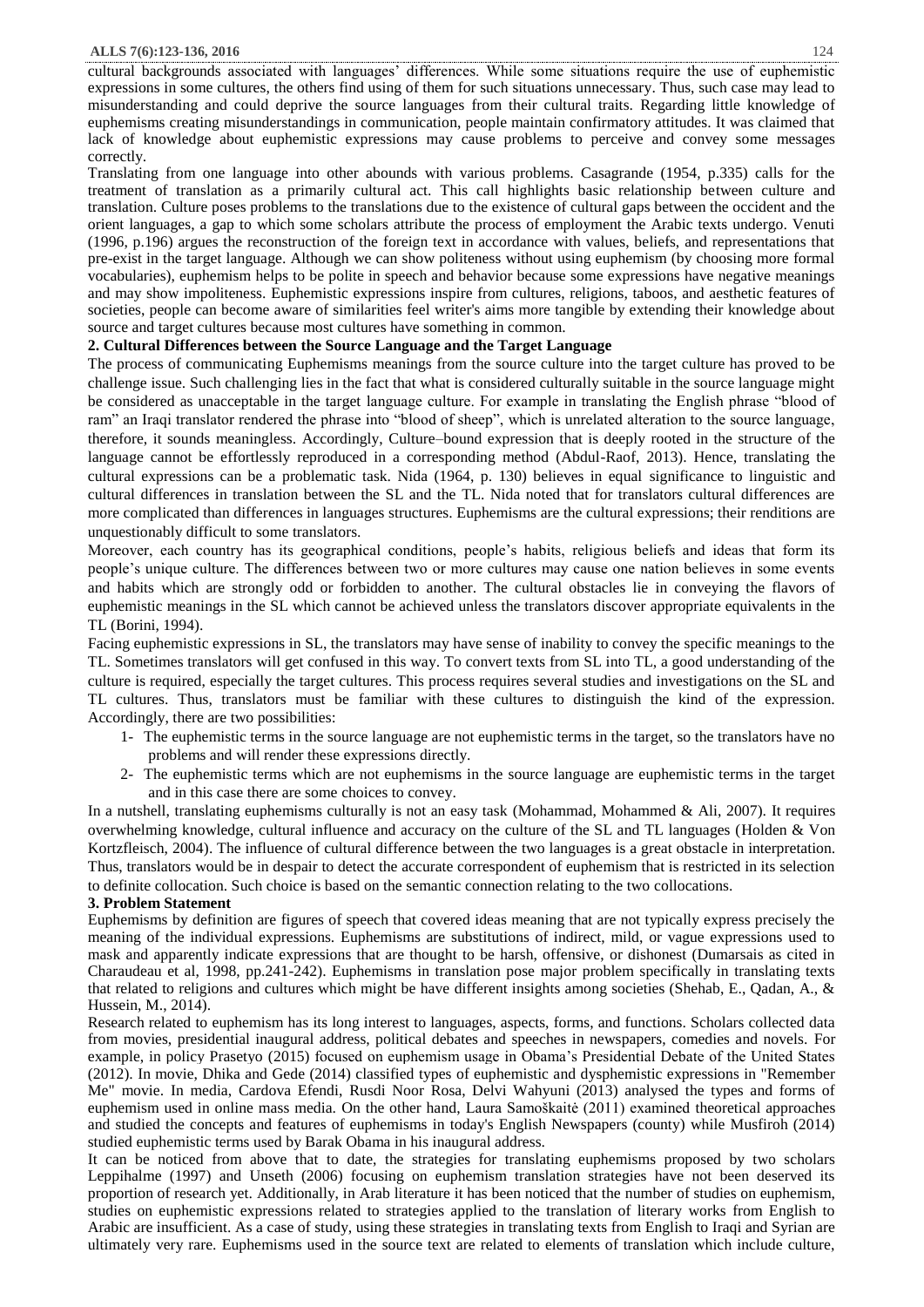cultural backgrounds associated with languages' differences. While some situations require the use of euphemistic expressions in some cultures, the others find using of them for such situations unnecessary. Thus, such case may lead to misunderstanding and could deprive the source languages from their cultural traits. Regarding little knowledge of euphemisms creating misunderstandings in communication, people maintain confirmatory attitudes. It was claimed that lack of knowledge about euphemistic expressions may cause problems to perceive and convey some messages correctly.

Translating from one language into other abounds with various problems. Casagrande (1954, p.335) calls for the treatment of translation as a primarily cultural act. This call highlights basic relationship between culture and translation. Culture poses problems to the translations due to the existence of cultural gaps between the occident and the orient languages, a gap to which some scholars attribute the process of employment the Arabic texts undergo. Venuti (1996, p.196) argues the reconstruction of the foreign text in accordance with values, beliefs, and representations that pre-exist in the target language. Although we can show politeness without using euphemism (by choosing more formal vocabularies), euphemism helps to be polite in speech and behavior because some expressions have negative meanings and may show impoliteness. Euphemistic expressions inspire from cultures, religions, taboos, and aesthetic features of societies, people can become aware of similarities feel writer's aims more tangible by extending their knowledge about source and target cultures because most cultures have something in common.

## 2. Cultural Differences between the Source Language and the Target Language

The process of communicating Euphemisms meanings from the source culture into the target culture has proved to be challenge issue. Such challenging lies in the fact that what is considered culturally suitable in the source language might be considered as unacceptable in the target language culture. For example in translating the English phrase "blood of ram" an Iraqi translator rendered the phrase into "blood of sheep", which is unrelated alteration to the source language, therefore, it sounds meaningless. Accordingly, Culture–bound expression that is deeply rooted in the structure of the language cannot be effortlessly reproduced in a corresponding method (Abdul-Raof, 2013). Hence, translating the cultural expressions can be a problematic task. Nida (1964, p. 130) believes in equal significance to linguistic and cultural differences in translation between the SL and the TL. Nida noted that for translators cultural differences are more complicated than differences in languages structures. Euphemisms are the cultural expressions; their renditions are unquestionably difficult to some translators.

Moreover, each country has its geographical conditions, people's habits, religious beliefs and ideas that form its people's unique culture. The differences between two or more cultures may cause one nation believes in some events and habits which are strongly odd or forbidden to another. The cultural obstacles lie in conveying the flavors of euphemistic meanings in the SL which cannot be achieved unless the translators discover appropriate equivalents in the TL (Borini, 1994).

Facing euphemistic expressions in SL, the translators may have sense of inability to convey the specific meanings to the TL. Sometimes translators will get confused in this way. To convert texts from SL into TL, a good understanding of the culture is required, especially the target cultures. This process requires several studies and investigations on the SL and TL cultures. Thus, translators must be familiar with these cultures to distinguish the kind of the expression. Accordingly, there are two possibilities:

1- The euphemistic terms in the source language are not euphemistic terms in the target, so the translators have no problems and will render these expressions directly.
2- The euphemistic terms which are not euphemisms in the source language are euphemistic terms in the target and in this case there are some choices to convey.

In a nutshell, translating euphemisms culturally is not an easy task (Mohammad, Mohammed & Ali, 2007). It requires overwhelming knowledge, cultural influence and accuracy on the culture of the SL and TL languages (Holden & Von Kortzfleisch, 2004). The influence of cultural difference between the two languages is a great obstacle in interpretation. Thus, translators would be in despair to detect the accurate correspondent of euphemism that is restricted in its selection to definite collocation. Such choice is based on the semantic connection relating to the two collocations.

## 3. Problem Statement

Euphemisms by definition are figures of speech that covered ideas meaning that are not typically express precisely the meaning of the individual expressions. Euphemisms are substitutions of indirect, mild, or vague expressions used to mask and apparently indicate expressions that are thought to be harsh, offensive, or dishonest (Dumarsais as cited in Charaudeau et al, 1998, pp.241-242). Euphemisms in translation pose major problem specifically in translating texts that related to religions and cultures which might be have different insights among societies (Shehab, E., Qadan, A., & Hussein, M., 2014).

Research related to euphemism has its long interest to languages, aspects, forms, and functions. Scholars collected data from movies, presidential inaugural address, political debates and speeches in newspapers, comedies and novels. For example, in policy Prasetyo (2015) focused on euphemism usage in Obama's Presidential Debate of the United States (2012). In movie, Dhika and Gede (2014) classified types of euphemistic and dysphemistic expressions in "Remember Me" movie. In media, Cardova Efendi, Rusdi Noor Rosa, Delvi Wahyuni (2013) analysed the types and forms of euphemism used in online mass media. On the other hand, Laura Samoškaitė (2011) examined theoretical approaches and studied the concepts and features of euphemisms in today's English Newspapers (county) while Musfiroh (2014) studied euphemistic terms used by Barak Obama in his inaugural address.

It can be noticed from above that to date, the strategies for translating euphemisms proposed by two scholars Leppihalme (1997) and Unseth (2006) focusing on euphemism translation strategies have not been deserved its proportion of research yet. Additionally, in Arab literature it has been noticed that the number of studies on euphemism, studies on euphemistic expressions related to strategies applied to the translation of literary works from English to Arabic are insufficient. As a case of study, using these strategies in translating texts from English to Iraqi and Syrian are ultimately very rare. Euphemisms used in the source text are related to elements of translation which include culture,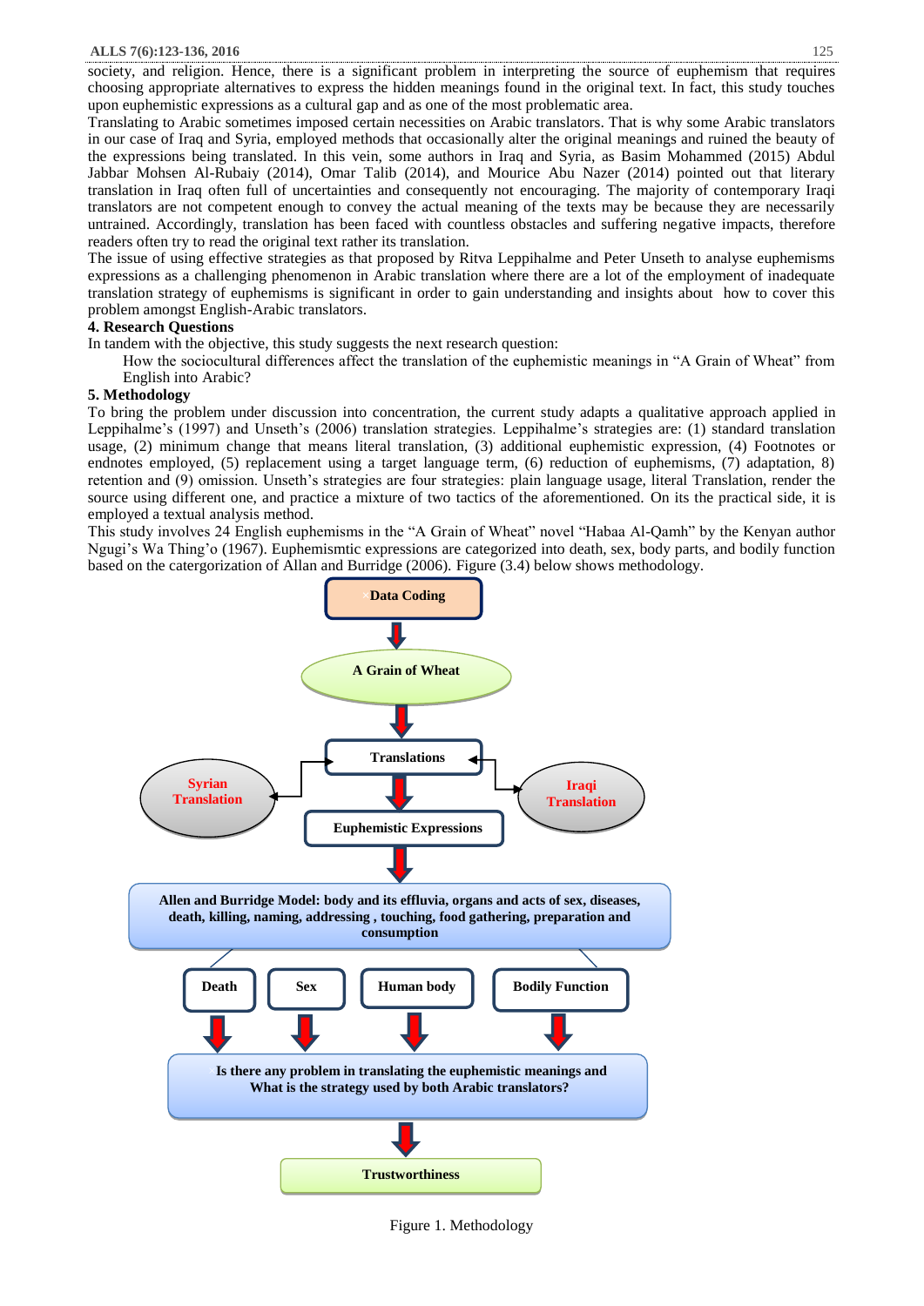society, and religion. Hence, there is a significant problem in interpreting the source of euphemism that requires choosing appropriate alternatives to express the hidden meanings found in the original text. In fact, this study touches upon euphemistic expressions as a cultural gap and as one of the most problematic area.

Translating to Arabic sometimes imposed certain necessities on Arabic translators. That is why some Arabic translators in our case of Iraq and Syria, employed methods that occasionally alter the original meanings and ruined the beauty of the expressions being translated. In this vein, some authors in Iraq and Syria, as Basim Mohammed (2015) Abdul Jabbar Mohsen Al-Rubaiy (2014), Omar Talib (2014), and Mourice Abu Nazer (2014) pointed out that literary translation in Iraq often full of uncertainties and consequently not encouraging. The majority of contemporary Iraqi translators are not competent enough to convey the actual meaning of the texts may be because they are necessarily untrained. Accordingly, translation has been faced with countless obstacles and suffering negative impacts, therefore readers often try to read the original text rather its translation.

The issue of using effective strategies as that proposed by Ritva Leppihalme and Peter Unseth to analyse euphemisms expressions as a challenging phenomenon in Arabic translation where there are a lot of the employment of inadequate translation strategy of euphemisms is significant in order to gain understanding and insights about how to cover this problem amongst English-Arabic translators.

## 4. Research Questions

In tandem with the objective, this study suggests the next research question:

How the sociocultural differences affect the translation of the euphemistic meanings in "A Grain of Wheat" from English into Arabic?

## 5. Methodology

To bring the problem under discussion into concentration, the current study adapts a qualitative approach applied in Leppihalme's (1997) and Unseth's (2006) translation strategies. Leppihalme's strategies are: (1) standard translation usage, (2) minimum change that means literal translation, (3) additional euphemistic expression, (4) Footnotes or endnotes employed, (5) replacement using a target language term, (6) reduction of euphemisms, (7) adaptation, 8) retention and (9) omission. Unseth's strategies are four strategies: plain language usage, literal Translation, render the source using different one, and practice a mixture of two tactics of the aforementioned. On its the practical side, it is employed a textual analysis method.

This study involves 24 English euphemisms in the "A Grain of Wheat" novel "Habaa Al-Qamh" by the Kenyan author Ngugi's Wa Thing'o (1967). Euphemsmtic expressions are categorized into death, sex, body parts, and bodily function based on the catergorization of Allan and Burridge (2006). Figure (3.4) below shows methodology.

Data Coding → A Grain of Wheat → Translations (Syrian Translation; Iraqi Translation) → Euphemistic Expressions → Allan and Burridge Model: body and its effluvia, organs and acts of sex, diseases, death, killing, naming, addressing , touching, food gathering, preparation and consumption → Death | Sex | Human body | Bodily Function → Is there any problem in translating the euphemistic meanings and What is the strategy used by both Arabic translators? → Trustworthiness

Figure 1. Methodology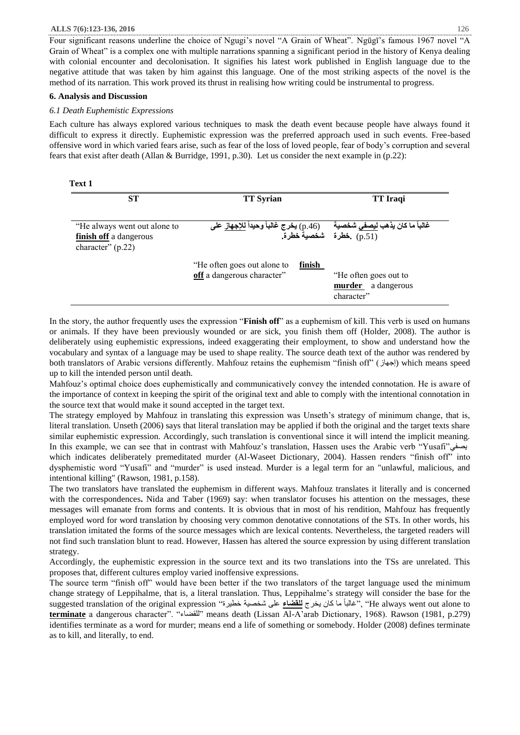Four significant reasons underline the choice of Ngugi's novel "A Grain of Wheat". Ngũgĩ's famous 1967 novel "A Grain of Wheat" is a complex one with multiple narrations spanning a significant period in the history of Kenya dealing with colonial encounter and decolonisation. It signifies his latest work published in English language due to the negative attitude that was taken by him against this language. One of the most striking aspects of the novel is the method of its narration. This work proved its thrust in realising how writing could be instrumental to progress.

## 6. Analysis and Discussion

### *6.1 Death Euphemistic Expressions*

Each culture has always explored various techniques to mask the death event because people have always found it difficult to express it directly. Euphemistic expression was the preferred approach used in such events. Free-based offensive word in which varied fears arise, such as fear of the loss of loved people, fear of body's corruption and several fears that exist after death (Allan & Burridge, 1991, p.30). Let us consider the next example in (p.22):

**Text 1**

| ST | TT Syrian | TT Iraqi |
|---|---|---|
| "He always went out alone to **finish off** a dangerous character" (p.22) | (p.46) **يخرج غالباً وحيداً للإجهاز على شخصية خطرة.** | **غالباً ما كان يذهب ليصفي شخصية خطرة.** (p.51) |
| | "He often goes out alone to **finish off** a dangerous character" | "He often goes out to **murder** a dangerous character" |

In the story, the author frequently uses the expression "**Finish off**" as a euphemism of kill. This verb is used on humans or animals. If they have been previously wounded or are sick, you finish them off (Holder, 2008). The author is deliberately using euphemistic expressions, indeed exaggerating their employment, to show and understand how the vocabulary and syntax of a language may be used to shape reality. The source death text of the author was rendered by both translators of Arabic versions differently. Mahfouz retains the euphemism "finish off" (إجهاز) which means speed up to kill the intended person until death.

Mahfouz's optimal choice does euphemistically and communicatively convey the intended connotation. He is aware of the importance of context in keeping the spirit of the original text and able to comply with the intentional connotation in the source text that would make it sound accepted in the target text.

The strategy employed by Mahfouz in translating this expression was Unseth's strategy of minimum change, that is, literal translation. Unseth (2006) says that literal translation may be applied if both the original and the target texts share similar euphemistic expression. Accordingly, such translation is conventional since it will intend the implicit meaning. In this example, we can see that in contrast with Mahfouz's translation, Hassen uses the Arabic verb "Yusafi"يصفي which indicates deliberately premeditated murder (Al-Waseet Dictionary, 2004). Hassen renders "finish off" into dysphemistic word "Yusafi" and "murder" is used instead. Murder is a legal term for an "unlawful, malicious, and intentional killing" (Rawson, 1981, p.158).

The two translators have translated the euphemism in different ways. Mahfouz translates it literally and is concerned with the correspondences**.** Nida and Taber (1969) say: when translator focuses his attention on the messages, these messages will emanate from forms and contents. It is obvious that in most of his rendition, Mahfouz has frequently employed word for word translation by choosing very common denotative connotations of the STs. In other words, his translation imitated the forms of the source messages which are lexical contents. Nevertheless, the targeted readers will not find such translation blunt to read. However, Hassen has altered the source expression by using different translation strategy.

Accordingly, the euphemistic expression in the source text and its two translations into the TSs are unrelated. This proposes that, different cultures employ varied inoffensive expressions.

The source term "finish off" would have been better if the two translators of the target language used the minimum change strategy of Leppihalme, that is, a literal translation. Thus, Leppihalme's strategy will consider the base for the suggested translation of the original expression "غالباً ما كان يخرج **للقضاء** على شخصية خطيرة", "He always went out alone to **terminate** a dangerous character". "للقضاء" means death (Lissan Al-A'arab Dictionary, 1968). Rawson (1981, p.279) identifies terminate as a word for murder; means end a life of something or somebody. Holder (2008) defines terminate as to kill, and literally, to end.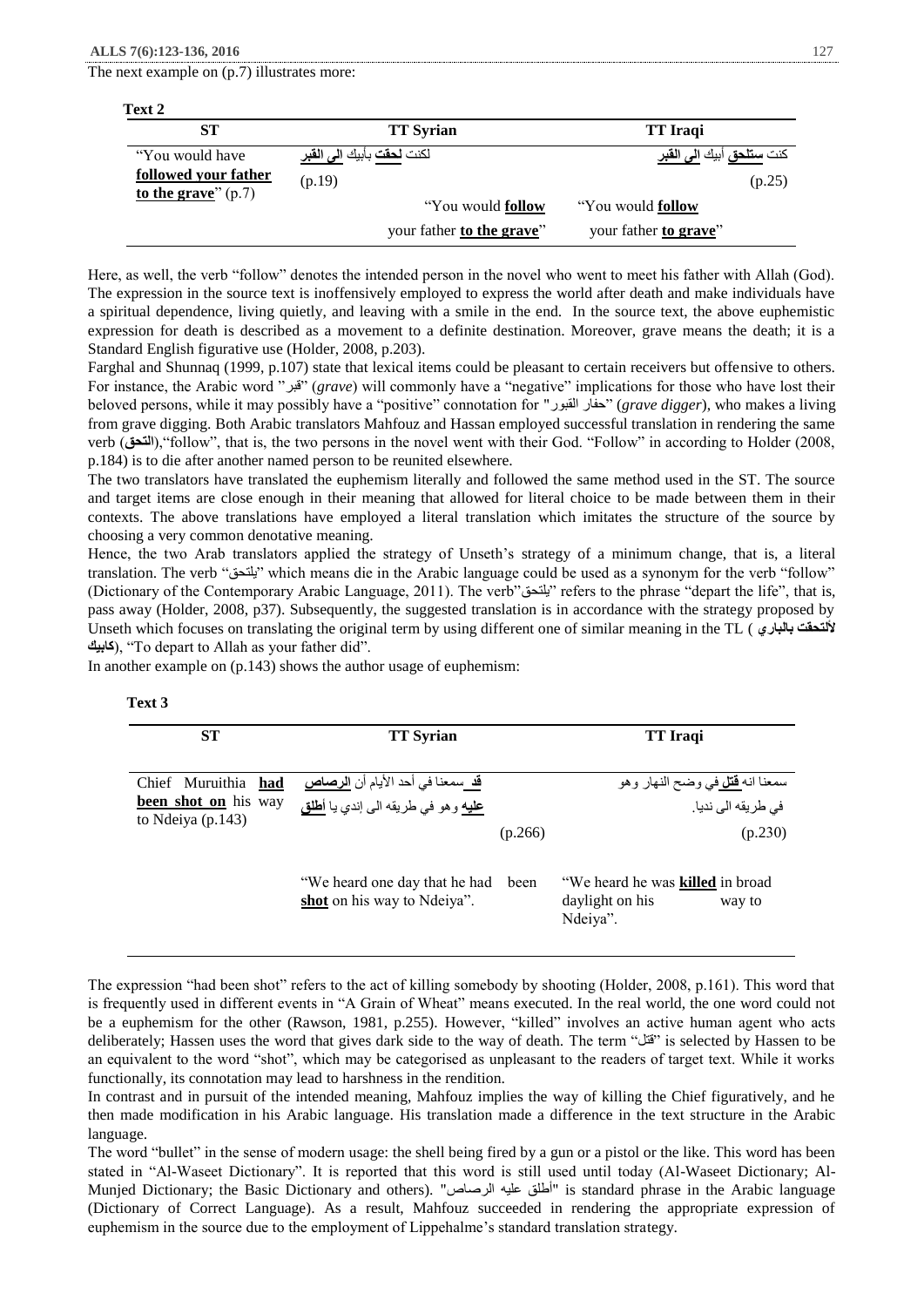The next example on (p.7) illustrates more:

**Text 2**

| ST | TT Syrian | TT Iraqi |
|---|---|---|
| "You would have **followed your father to the grave**" (p.7) | لكنت **لحقت** بأبيك **الى القبر** (p.19) "You would **follow** your father **to the grave**" | كنت **ستلحق** أبيك **الى القبر** (p.25) "You would **follow** your father **to grave**" |

Here, as well, the verb "follow" denotes the intended person in the novel who went to meet his father with Allah (God). The expression in the source text is inoffensively employed to express the world after death and make individuals have a spiritual dependence, living quietly, and leaving with a smile in the end. In the source text, the above euphemistic expression for death is described as a movement to a definite destination. Moreover, grave means the death; it is a Standard English figurative use (Holder, 2008, p.203).

Farghal and Shunnaq (1999, p.107) state that lexical items could be pleasant to certain receivers but offensive to others. For instance, the Arabic word "قبر" (*grave*) will commonly have a "negative" implications for those who have lost their beloved persons, while it may possibly have a "positive" connotation for "حفار القبور" (*grave digger*), who makes a living from grave digging. Both Arabic translators Mahfouz and Hassan employed successful translation in rendering the same verb (**التحق**),"follow", that is, the two persons in the novel went with their God. "Follow" in according to Holder (2008, p.184) is to die after another named person to be reunited elsewhere.

The two translators have translated the euphemism literally and followed the same method used in the ST. The source and target items are close enough in their meaning that allowed for literal choice to be made between them in their contexts. The above translations have employed a literal translation which imitates the structure of the source by choosing a very common denotative meaning.

Hence, the two Arab translators applied the strategy of Unseth's strategy of a minimum change, that is, a literal translation. The verb "يلتحق" which means die in the Arabic language could be used as a synonym for the verb "follow" (Dictionary of the Contemporary Arabic Language, 2011). The verb"يلتحق" refers to the phrase "depart the life", that is, pass away (Holder, 2008, p37). Subsequently, the suggested translation is in accordance with the strategy proposed by Unseth which focuses on translating the original term by using different one of similar meaning in the TL (**لألتحقت بالباري كأبيك**), "To depart to Allah as your father did".

In another example on (p.143) shows the author usage of euphemism:

**Text 3**

| ST | TT Syrian | TT Iraqi |
|---|---|---|
| Chief Muruithia **had been shot on** his way to Ndeiya (p.143) | **قد** سمعنا في أحد الأيام أن **الرصاص أطلق عليه** وهو في طريقه الى إندي يا (p.266) "We heard one day that he had been **shot** on his way to Ndeiya". | سمعنا انه **قتل** في وضح النهار وهو في طريقه الى نديا. (p.230) "We heard he was **killed** in broad daylight on his way to Ndeiya". |

The expression "had been shot" refers to the act of killing somebody by shooting (Holder, 2008, p.161). This word that is frequently used in different events in "A Grain of Wheat" means executed. In the real world, the one word could not be a euphemism for the other (Rawson, 1981, p.255). However, "killed" involves an active human agent who acts deliberately; Hassen uses the word that gives dark side to the way of death. The term "قتل" is selected by Hassen to be an equivalent to the word "shot", which may be categorised as unpleasant to the readers of target text. While it works functionally, its connotation may lead to harshness in the rendition.

In contrast and in pursuit of the intended meaning, Mahfouz implies the way of killing the Chief figuratively, and he then made modification in his Arabic language. His translation made a difference in the text structure in the Arabic language.

The word "bullet" in the sense of modern usage: the shell being fired by a gun or a pistol or the like. This word has been stated in "Al-Waseet Dictionary". It is reported that this word is still used until today (Al-Waseet Dictionary; Al-Munjed Dictionary; the Basic Dictionary and others). "أطلق عليه الرصاص" is standard phrase in the Arabic language (Dictionary of Correct Language). As a result, Mahfouz succeeded in rendering the appropriate expression of euphemism in the source due to the employment of Lippehalme's standard translation strategy.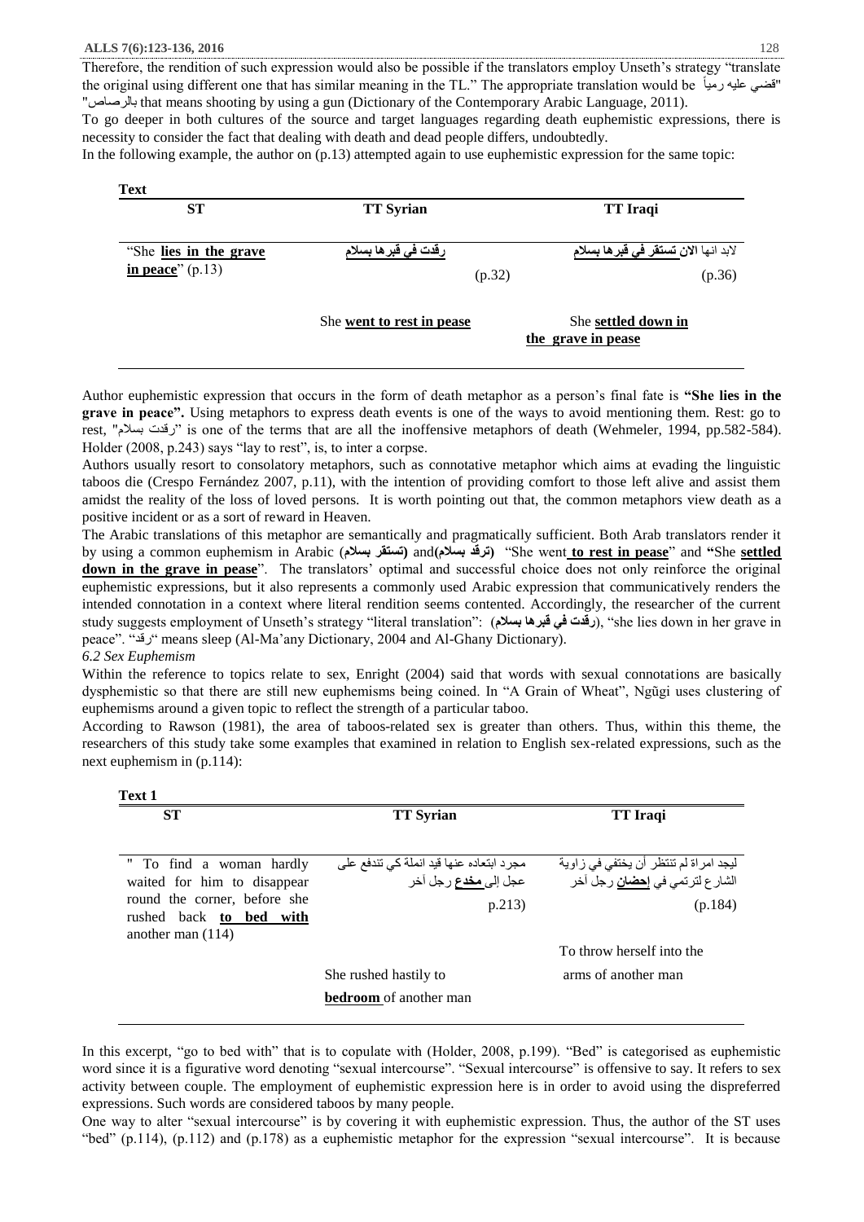Therefore, the rendition of such expression would also be possible if the translators employ Unseth's strategy "translate the original using different one that has similar meaning in the TL." The appropriate translation would be "قضي عليه رمياً بالرصاص" that means shooting by using a gun (Dictionary of the Contemporary Arabic Language, 2011).

To go deeper in both cultures of the source and target languages regarding death euphemistic expressions, there is necessity to consider the fact that dealing with death and dead people differs, undoubtedly.

In the following example, the author on (p.13) attempted again to use euphemistic expression for the same topic:

**Text**

| ST | TT Syrian | TT Iraqi |
|---|---|---|
| "She **lies in the grave in peace**" (p.13) | **رقدت في قبرها بسلام** (p.32) | لابد انها **الان تستقر في قبرها بسلام** (p.36) |
| | She **went to rest in pease** | She **settled down in the grave in pease** |

Author euphemistic expression that occurs in the form of death metaphor as a person's final fate is **"She lies in the grave in peace".** Using metaphors to express death events is one of the ways to avoid mentioning them. Rest: go to rest, "رقدت بسلام" is one of the terms that are all the inoffensive metaphors of death (Wehmeler, 1994, pp.582-584). Holder (2008, p.243) says "lay to rest", is, to inter a corpse.

Authors usually resort to consolatory metaphors, such as connotative metaphor which aims at evading the linguistic taboos die (Crespo Fernández 2007, p.11), with the intention of providing comfort to those left alive and assist them amidst the reality of the loss of loved persons. It is worth pointing out that, the common metaphors view death as a positive incident or as a sort of reward in Heaven.

The Arabic translations of this metaphor are semantically and pragmatically sufficient. Both Arab translators render it by using a common euphemism in Arabic (**تستقر بسلام**) and(**ترقد بسلام**) "She went **to rest in pease**" and **"**She **settled down in the grave in pease**". The translators' optimal and successful choice does not only reinforce the original euphemistic expressions, but it also represents a commonly used Arabic expression that communicatively renders the intended connotation in a context where literal rendition seems contented. Accordingly, the researcher of the current study suggests employment of Unseth's strategy "literal translation": (**رقدت في قبرها بسلام**), "she lies down in her grave in peace". "رقد" means sleep (Al-Ma'any Dictionary, 2004 and Al-Ghany Dictionary).

*6.2 Sex Euphemism*

Within the reference to topics relate to sex, Enright (2004) said that words with sexual connotations are basically dysphemistic so that there are still new euphemisms being coined. In "A Grain of Wheat", Ngũgi uses clustering of euphemisms around a given topic to reflect the strength of a particular taboo.

According to Rawson (1981), the area of taboos-related sex is greater than others. Thus, within this theme, the researchers of this study take some examples that examined in relation to English sex-related expressions, such as the next euphemism in (p.114):

**Text 1**

| ST | TT Syrian | TT Iraqi |
|---|---|---|
| " To find a woman hardly waited for him to disappear round the corner, before she rushed back **to bed with** another man (114) | مجرد ابتعاده عنها قيد انملة كي تندفع على عجل إلى **مخدع** رجل آخر p.213) | ليجد امراة لم تنتظر أن يختفي في زاوية الشارع لترتمي في **إحضان** رجل آخر (p.184) |
| | She rushed hastily to **bedroom** of another man | To throw herself into the arms of another man |

In this excerpt, "go to bed with" that is to copulate with (Holder, 2008, p.199). "Bed" is categorised as euphemistic word since it is a figurative word denoting "sexual intercourse". "Sexual intercourse" is offensive to say. It refers to sex activity between couple. The employment of euphemistic expression here is in order to avoid using the dispreferred expressions. Such words are considered taboos by many people.

One way to alter "sexual intercourse" is by covering it with euphemistic expression. Thus, the author of the ST uses "bed" (p.114), (p.112) and (p.178) as a euphemistic metaphor for the expression "sexual intercourse". It is because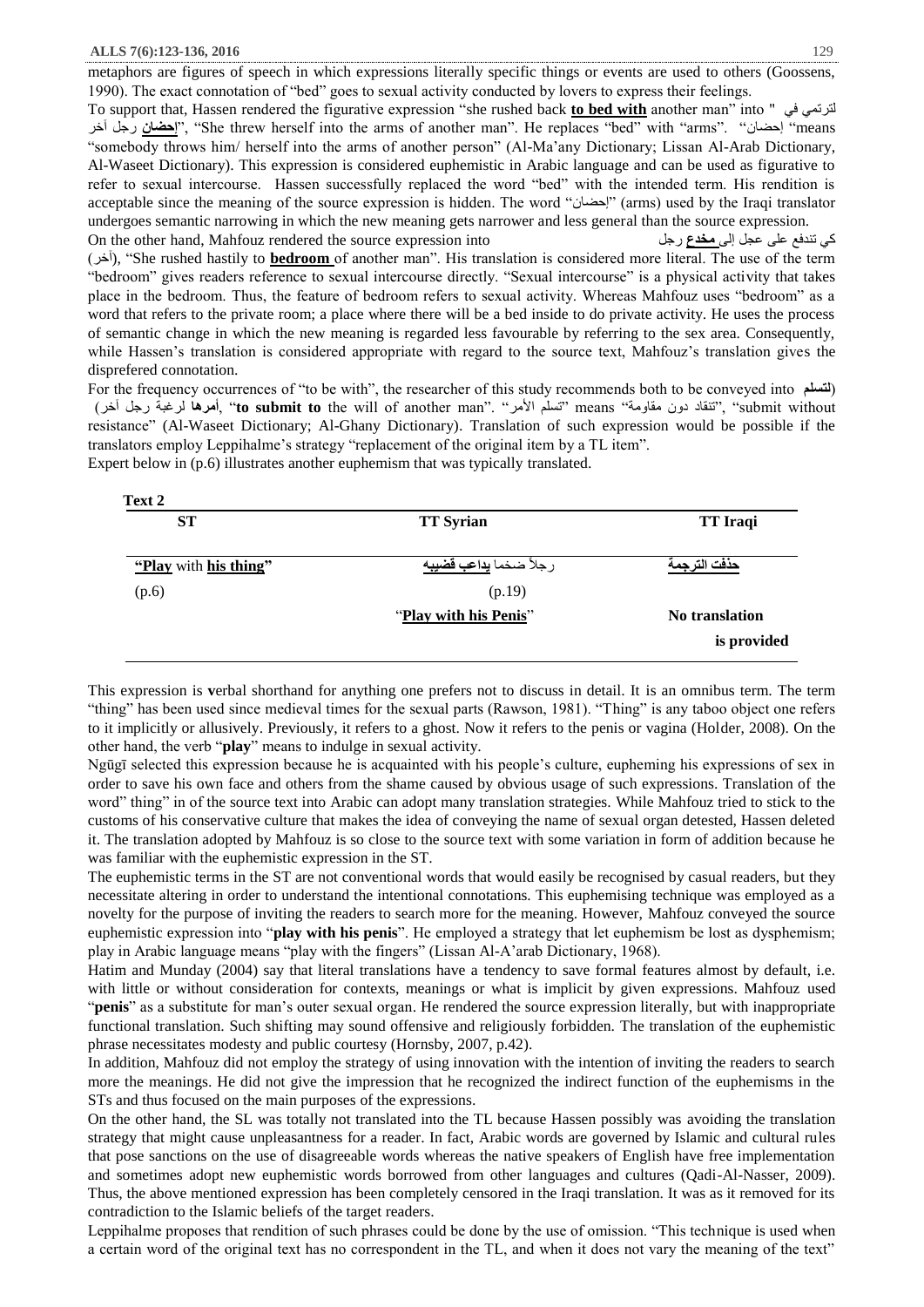metaphors are figures of speech in which expressions literally specific things or events are used to others (Goossens, 1990). The exact connotation of "bed" goes to sexual activity conducted by lovers to express their feelings.

To support that, Hassen rendered the figurative expression "she rushed back **to bed with** another man" into " لترتمي في **إحضان** رجل آخر", "She threw herself into the arms of another man". He replaces "bed" with "arms". "إحضان" "means "somebody throws him/ herself into the arms of another person" (Al-Ma'any Dictionary; Lissan Al-Arab Dictionary, Al-Waseet Dictionary). This expression is considered euphemistic in Arabic language and can be used as figurative to refer to sexual intercourse. Hassen successfully replaced the word "bed" with the intended term. His rendition is acceptable since the meaning of the source expression is hidden. The word "إحضان" (arms) used by the Iraqi translator undergoes semantic narrowing in which the new meaning gets narrower and less general than the source expression.

On the other hand, Mahfouz rendered the source expression into كي تندفع على عجل إلى **مخدع** رجل (آخر), "She rushed hastily to **bedroom** of another man". His translation is considered more literal. The use of the term "bedroom" gives readers reference to sexual intercourse directly. "Sexual intercourse" is a physical activity that takes place in the bedroom. Thus, the feature of bedroom refers to sexual activity. Whereas Mahfouz uses "bedroom" as a word that refers to the private room; a place where there will be a bed inside to do private activity. He uses the process of semantic change in which the new meaning is regarded less favourable by referring to the sex area. Consequently, while Hassen's translation is considered appropriate with regard to the source text, Mahfouz's translation gives the dispreferred connotation.

For the frequency occurrences of "to be with", the researcher of this study recommends both to be conveyed into (**لتسلم** **أمرها** لرغبة رجل آخر), "**to submit to** the will of another man". "تسلم الأمر" means "تنقاد دون مقاومة", "submit without resistance" (Al-Waseet Dictionary; Al-Ghany Dictionary). Translation of such expression would be possible if the translators employ Leppihalme's strategy "replacement of the original item by a TL item".

Expert below in (p.6) illustrates another euphemism that was typically translated.

**Text 2**

| ST | TT Syrian | TT Iraqi |
|---|---|---|
| "**Play** with **his thing**" | رجلاً ضخما **يداعب قضيبه** | **حذفت الترجمة** |
| (p.6) | (p.19) | |
| | "**Play with his Penis**" | **No translation is provided** |

This expression is **v**erbal shorthand for anything one prefers not to discuss in detail. It is an omnibus term. The term "thing" has been used since medieval times for the sexual parts (Rawson, 1981). "Thing" is any taboo object one refers to it implicitly or allusively. Previously, it refers to a ghost. Now it refers to the penis or vagina (Holder, 2008). On the other hand, the verb "**play**" means to indulge in sexual activity.

Ngũgĩ selected this expression because he is acquainted with his people's culture, eupheming his expressions of sex in order to save his own face and others from the shame caused by obvious usage of such expressions. Translation of the word" thing" in of the source text into Arabic can adopt many translation strategies. While Mahfouz tried to stick to the customs of his conservative culture that makes the idea of conveying the name of sexual organ detested, Hassen deleted it. The translation adopted by Mahfouz is so close to the source text with some variation in form of addition because he was familiar with the euphemistic expression in the ST.

The euphemistic terms in the ST are not conventional words that would easily be recognised by casual readers, but they necessitate altering in order to understand the intentional connotations. This euphemising technique was employed as a novelty for the purpose of inviting the readers to search more for the meaning. However, Mahfouz conveyed the source euphemistic expression into "**play with his penis**". He employed a strategy that let euphemism be lost as dysphemism; play in Arabic language means "play with the fingers" (Lissan Al-A'arab Dictionary, 1968).

Hatim and Munday (2004) say that literal translations have a tendency to save formal features almost by default, i.e. with little or without consideration for contexts, meanings or what is implicit by given expressions. Mahfouz used "**penis**" as a substitute for man's outer sexual organ. He rendered the source expression literally, but with inappropriate functional translation. Such shifting may sound offensive and religiously forbidden. The translation of the euphemistic phrase necessitates modesty and public courtesy (Hornsby, 2007, p.42).

In addition, Mahfouz did not employ the strategy of using innovation with the intention of inviting the readers to search more the meanings. He did not give the impression that he recognized the indirect function of the euphemisms in the STs and thus focused on the main purposes of the expressions.

On the other hand, the SL was totally not translated into the TL because Hassen possibly was avoiding the translation strategy that might cause unpleasantness for a reader. In fact, Arabic words are governed by Islamic and cultural rules that pose sanctions on the use of disagreeable words whereas the native speakers of English have free implementation and sometimes adopt new euphemistic words borrowed from other languages and cultures (Qadi-Al-Nasser, 2009). Thus, the above mentioned expression has been completely censored in the Iraqi translation. It was as it removed for its contradiction to the Islamic beliefs of the target readers.

Leppihalme proposes that rendition of such phrases could be done by the use of omission. "This technique is used when a certain word of the original text has no correspondent in the TL, and when it does not vary the meaning of the text"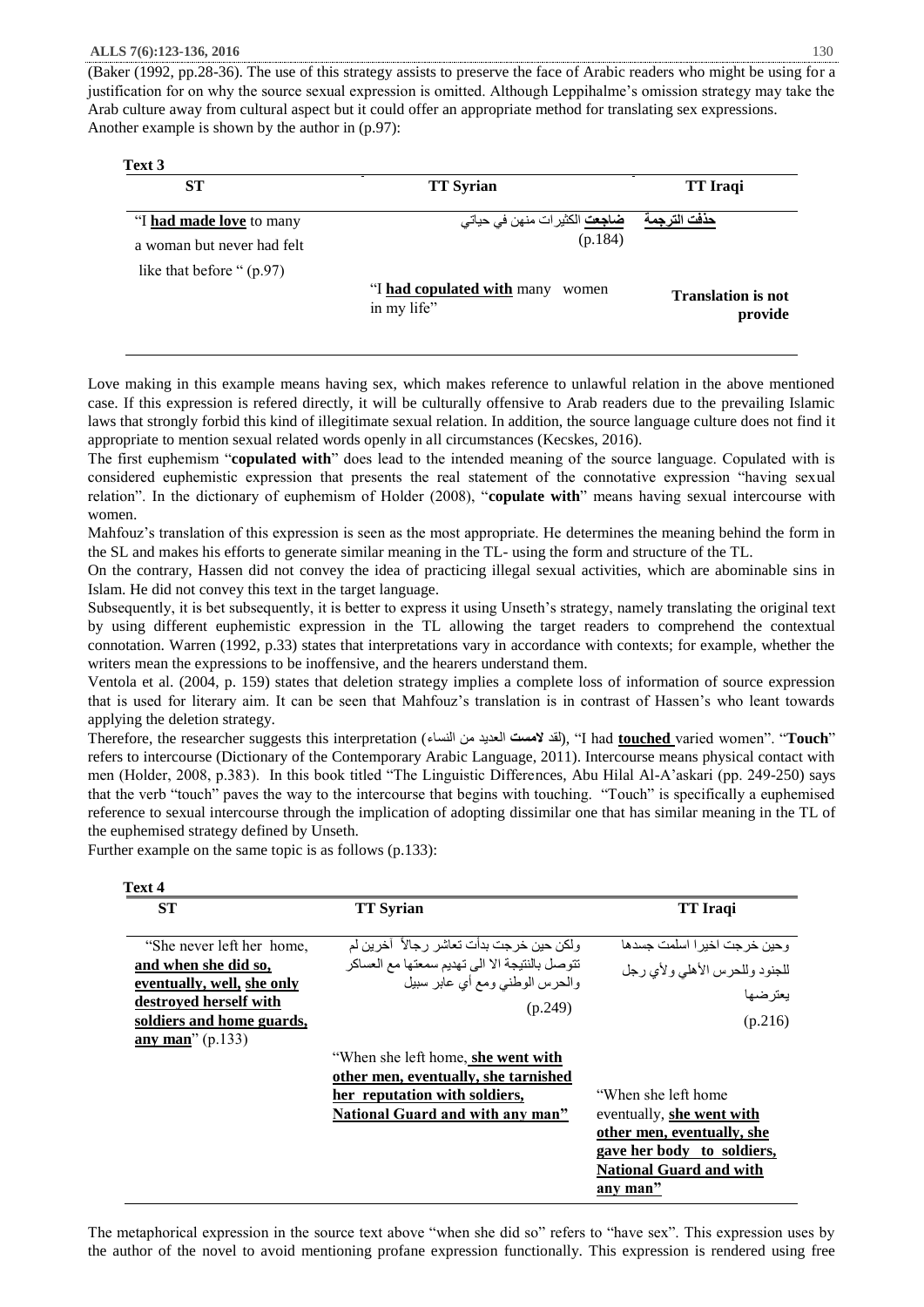(Baker (1992, pp.28-36). The use of this strategy assists to preserve the face of Arabic readers who might be using for a justification for on why the source sexual expression is omitted. Although Leppihalme's omission strategy may take the Arab culture away from cultural aspect but it could offer an appropriate method for translating sex expressions. Another example is shown by the author in (p.97):

**Text 3**

| ST | TT Syrian | TT Iraqi |
|---|---|---|
| "I **had made love** to many a woman but never had felt like that before " (p.97) | **ضاجعت** الكثيرات منهن في حياتي (p.184)<br><br>"I **had copulated with** many women in my life" | **حذفت الترجمة**<br><br>**Translation is not provide** |

Love making in this example means having sex, which makes reference to unlawful relation in the above mentioned case. If this expression is refered directly, it will be culturally offensive to Arab readers due to the prevailing Islamic laws that strongly forbid this kind of illegitimate sexual relation. In addition, the source language culture does not find it appropriate to mention sexual related words openly in all circumstances (Kecskes, 2016).

The first euphemism "**copulated with**" does lead to the intended meaning of the source language. Copulated with is considered euphemistic expression that presents the real statement of the connotative expression "having sexual relation". In the dictionary of euphemism of Holder (2008), "**copulate with**" means having sexual intercourse with women.

Mahfouz's translation of this expression is seen as the most appropriate. He determines the meaning behind the form in the SL and makes his efforts to generate similar meaning in the TL- using the form and structure of the TL.

On the contrary, Hassen did not convey the idea of practicing illegal sexual activities, which are abominable sins in Islam. He did not convey this text in the target language.

Subsequently, it is bet subsequently, it is better to express it using Unseth's strategy, namely translating the original text by using different euphemistic expression in the TL allowing the target readers to comprehend the contextual connotation. Warren (1992, p.33) states that interpretations vary in accordance with contexts; for example, whether the writers mean the expressions to be inoffensive, and the hearers understand them.

Ventola et al. (2004, p. 159) states that deletion strategy implies a complete loss of information of source expression that is used for literary aim. It can be seen that Mahfouz's translation is in contrast of Hassen's who leant towards applying the deletion strategy.

Therefore, the researcher suggests this interpretation (لقد **لامست** العديد من النساء), "I had **touched** varied women". "**Touch**" refers to intercourse (Dictionary of the Contemporary Arabic Language, 2011). Intercourse means physical contact with men (Holder, 2008, p.383). In this book titled "The Linguistic Differences, Abu Hilal Al-A'askari (pp. 249-250) says that the verb "touch" paves the way to the intercourse that begins with touching. "Touch" is specifically a euphemised reference to sexual intercourse through the implication of adopting dissimilar one that has similar meaning in the TL of the euphemised strategy defined by Unseth.

Further example on the same topic is as follows (p.133):

**Text 4**

| ST | TT Syrian | TT Iraqi |
|---|---|---|
| "She never left her home, **and when she did so, eventually, well, she only destroyed herself with soldiers and home guards, any man**" (p.133) | ولكن حين خرجت بدأت تعاشر رجالاً آخرين لم تتوصل بالنتيجة الا الى تهديم سمعتها مع العساكر والحرس الوطني ومع أي عابر سبيل (p.249)<br><br>"When she left home, **she went with other men, eventually, she tarnished her reputation with soldiers, National Guard and with any man"** | وحين خرجت اخيرا اسلمت جسدها للجنود وللحرس الأهلي ولأي رجل يعترضها (p.216)<br><br>"When she left home eventually, **she went with other men, eventually, she gave her body to soldiers, National Guard and with any man"** |

The metaphorical expression in the source text above "when she did so" refers to "have sex". This expression uses by the author of the novel to avoid mentioning profane expression functionally. This expression is rendered using free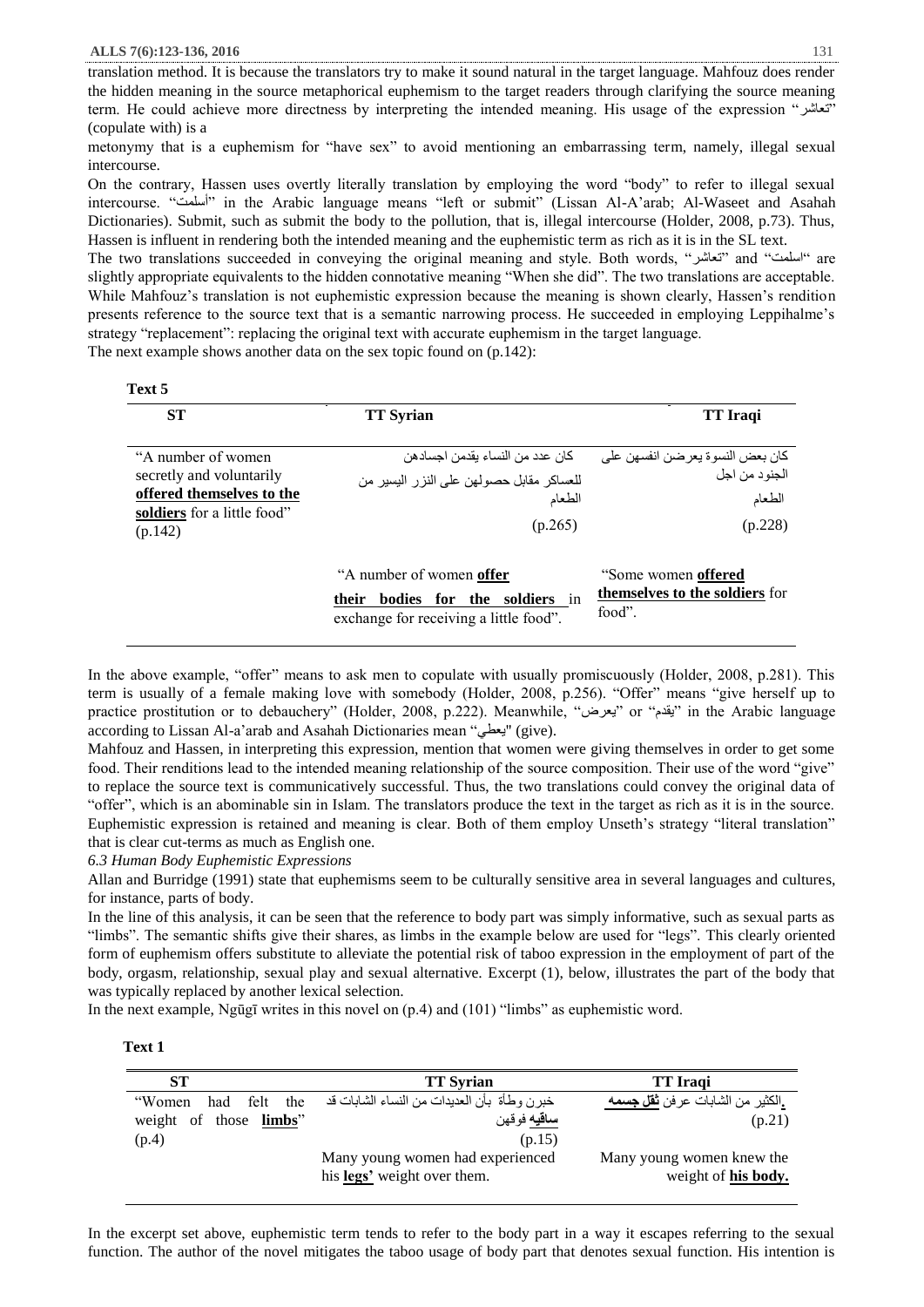translation method. It is because the translators try to make it sound natural in the target language. Mahfouz does render the hidden meaning in the source metaphorical euphemism to the target readers through clarifying the source meaning term. He could achieve more directness by interpreting the intended meaning. His usage of the expression "تعاشر" (copulate with) is a

metonymy that is a euphemism for "have sex" to avoid mentioning an embarrassing term, namely, illegal sexual intercourse.

On the contrary, Hassen uses overtly literally translation by employing the word "body" to refer to illegal sexual intercourse. "أسلمت" in the Arabic language means "left or submit" (Lissan Al-A'arab; Al-Waseet and Asahah Dictionaries). Submit, such as submit the body to the pollution, that is, illegal intercourse (Holder, 2008, p.73). Thus, Hassen is influent in rendering both the intended meaning and the euphemistic term as rich as it is in the SL text.

The two translations succeeded in conveying the original meaning and style. Both words, "تعاشر" and "اسلمت" are slightly appropriate equivalents to the hidden connotative meaning "When she did". The two translations are acceptable. While Mahfouz's translation is not euphemistic expression because the meaning is shown clearly, Hassen's rendition presents reference to the source text that is a semantic narrowing process. He succeeded in employing Leppihalme's strategy "replacement": replacing the original text with accurate euphemism in the target language.

The next example shows another data on the sex topic found on (p.142):

**Text 5**

| ST | TT Syrian | TT Iraqi |
|---|---|---|
| "A number of women secretly and voluntarily **offered themselves to the soldiers** for a little food" (p.142) | كان عدد من النساء يقدمن اجسادهن للعساكر مقابل حصولهن على النزر اليسير من الطعام (p.265) | كان بعض النسوة يعرضن انفسهن على الجنود من اجل الطعام (p.228) |
| | "A number of women **offer their bodies for the soldiers** in exchange for receiving a little food". | "Some women **offered themselves to the soldiers** for food". |

In the above example, "offer" means to ask men to copulate with usually promiscuously (Holder, 2008, p.281). This term is usually of a female making love with somebody (Holder, 2008, p.256). "Offer" means "give herself up to practice prostitution or to debauchery" (Holder, 2008, p.222). Meanwhile, "يعرض" or "يقدم" in the Arabic language according to Lissan Al-a'arab and Asahah Dictionaries mean "يعطي" (give).

Mahfouz and Hassen, in interpreting this expression, mention that women were giving themselves in order to get some food. Their renditions lead to the intended meaning relationship of the source composition. Their use of the word "give" to replace the source text is communicatively successful. Thus, the two translations could convey the original data of "offer", which is an abominable sin in Islam. The translators produce the text in the target as rich as it is in the source. Euphemistic expression is retained and meaning is clear. Both of them employ Unseth's strategy "literal translation" that is clear cut-terms as much as English one.

*6.3 Human Body Euphemistic Expressions*

Allan and Burridge (1991) state that euphemisms seem to be culturally sensitive area in several languages and cultures, for instance, parts of body.

In the line of this analysis, it can be seen that the reference to body part was simply informative, such as sexual parts as "limbs". The semantic shifts give their shares, as limbs in the example below are used for "legs". This clearly oriented form of euphemism offers substitute to alleviate the potential risk of taboo expression in the employment of part of the body, orgasm, relationship, sexual play and sexual alternative. Excerpt (1), below, illustrates the part of the body that was typically replaced by another lexical selection.

In the next example, Ngũgĩ writes in this novel on (p.4) and (101) "limbs" as euphemistic word.

**Text 1**

| ST | TT Syrian | TT Iraqi |
|---|---|---|
| "Women had felt the weight of those **limbs**" (p.4) | خبرن وطأة بأن العديدات من النساء الشابات قد **ساقيه** فوقهن (p.15) | الكثير من الشابات عرفن **ثقل جسمه** (p.21) |
| | Many young women had experienced his **legs'** weight over them. | Many young women knew the weight of **his body.** |

In the excerpt set above, euphemistic term tends to refer to the body part in a way it escapes referring to the sexual function. The author of the novel mitigates the taboo usage of body part that denotes sexual function. His intention is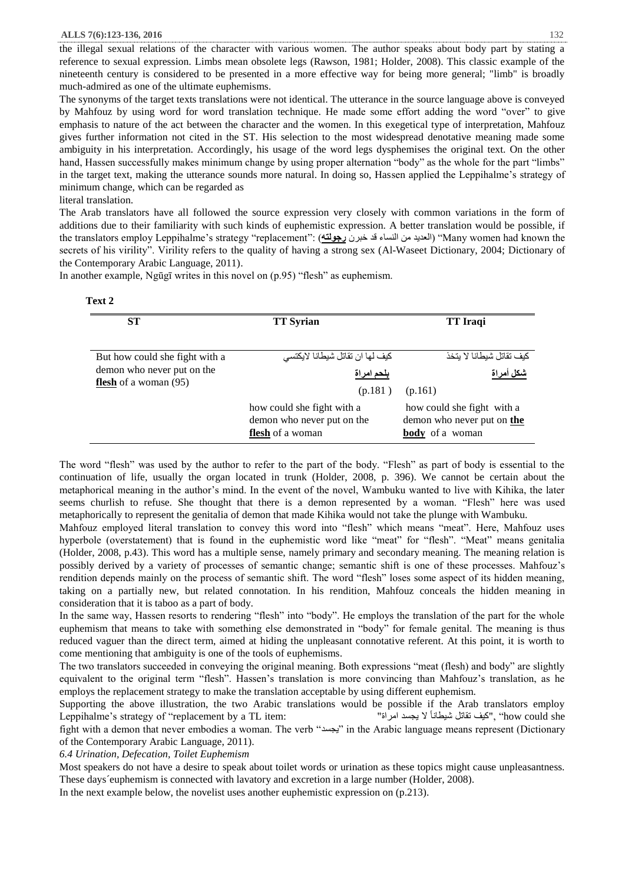the illegal sexual relations of the character with various women. The author speaks about body part by stating a reference to sexual expression. Limbs mean obsolete legs (Rawson, 1981; Holder, 2008). This classic example of the nineteenth century is considered to be presented in a more effective way for being more general; "limb" is broadly much-admired as one of the ultimate euphemisms.

The synonyms of the target texts translations were not identical. The utterance in the source language above is conveyed by Mahfouz by using word for word translation technique. He made some effort adding the word "over" to give emphasis to nature of the act between the character and the women. In this exegetical type of interpretation, Mahfouz gives further information not cited in the ST. His selection to the most widespread denotative meaning made some ambiguity in his interpretation. Accordingly, his usage of the word legs dysphemises the original text. On the other hand, Hassen successfully makes minimum change by using proper alternation "body" as the whole for the part "limbs" in the target text, making the utterance sounds more natural. In doing so, Hassen applied the Leppihalme's strategy of minimum change, which can be regarded as literal translation.

The Arab translators have all followed the source expression very closely with common variations in the form of additions due to their familiarity with such kinds of euphemistic expression. A better translation would be possible, if the translators employ Leppihalme's strategy "replacement": (العديد من النساء قد خبرن **رجولته**) "Many women had known the secrets of his virility". Virility refers to the quality of having a strong sex (Al-Waseet Dictionary, 2004; Dictionary of the Contemporary Arabic Language, 2011).

In another example, Ngũgĩ writes in this novel on (p.95) "flesh" as euphemism.

**Text 2**

| ST | TT Syrian | TT Iraqi |
|---|---|---|
| But how could she fight with a demon who never put on the **flesh** of a woman (95) | كيف لها ان تقاتل شيطانا لايكتسي **بلحم امراة** (p.181) | كيف تقاتل شيطانا لا يتخذ **شكل أمراة** (p.161) |
| | how could she fight with a demon who never put on the **flesh** of a woman | how could she fight with a demon who never put on **the body** of a woman |

The word "flesh" was used by the author to refer to the part of the body. "Flesh" as part of body is essential to the continuation of life, usually the organ located in trunk (Holder, 2008, p. 396). We cannot be certain about the metaphorical meaning in the author's mind. In the event of the novel, Wambuku wanted to live with Kihika, the later seems churlish to refuse. She thought that there is a demon represented by a woman. "Flesh" here was used metaphorically to represent the genitalia of demon that made Kihika would not take the plunge with Wambuku.

Mahfouz employed literal translation to convey this word into "flesh" which means "meat". Here, Mahfouz uses hyperbole (overstatement) that is found in the euphemistic word like "meat" for "flesh". "Meat" means genitalia (Holder, 2008, p.43). This word has a multiple sense, namely primary and secondary meaning. The meaning relation is possibly derived by a variety of processes of semantic change; semantic shift is one of these processes. Mahfouz's rendition depends mainly on the process of semantic shift. The word "flesh" loses some aspect of its hidden meaning, taking on a partially new, but related connotation. In his rendition, Mahfouz conceals the hidden meaning in consideration that it is taboo as a part of body.

In the same way, Hassen resorts to rendering "flesh" into "body". He employs the translation of the part for the whole euphemism that means to take with something else demonstrated in "body" for female genital. The meaning is thus reduced vaguer than the direct term, aimed at hiding the unpleasant connotative referent. At this point, it is worth to come mentioning that ambiguity is one of the tools of euphemisms.

The two translators succeeded in conveying the original meaning. Both expressions "meat (flesh) and body" are slightly equivalent to the original term "flesh". Hassen's translation is more convincing than Mahfouz's translation, as he employs the replacement strategy to make the translation acceptable by using different euphemism.

Supporting the above illustration, the two Arabic translations would be possible if the Arab translators employ Leppihalme's strategy of "replacement by a TL item: "كيف تقاتل شيطاناً لا يجسد امراة", "how could she fight with a demon that never embodies a woman. The verb "يجسد" in the Arabic language means represent (Dictionary of the Contemporary Arabic Language, 2011).

*6.4 Urination, Defecation, Toilet Euphemism*

Most speakers do not have a desire to speak about toilet words or urination as these topics might cause unpleasantness. These days´euphemism is connected with lavatory and excretion in a large number (Holder, 2008).

In the next example below, the novelist uses another euphemistic expression on (p.213).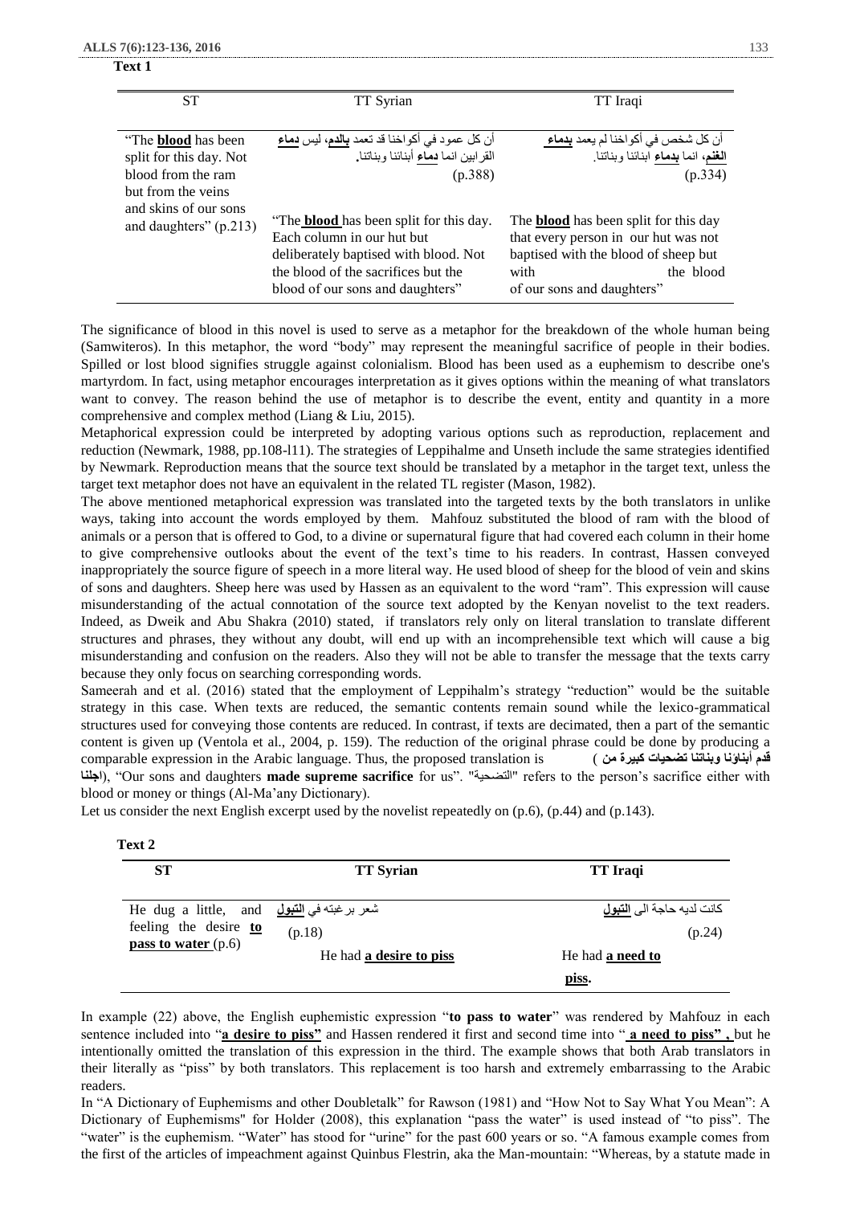**Text 1**

| ST | TT Syrian | TT Iraqi |
|---|---|---|
| "The **blood** has been split for this day. Not blood from the ram but from the veins and skins of our sons and daughters" (p.213) | أن كل عمود في أكواخنا قد تعمد **بالدم**، ليس **دماء** القرابين انما **دماء** أبنائنا وبناتنا. (p.388)<br><br>"The **blood** has been split for this day. Each column in our hut but deliberately baptised with blood. Not the blood of the sacrifices but the blood of our sons and daughters" | أن كل شخص في أكواخنا لم يعمد **بدماء الغنم**، انما **بدماء** ابنائنا وبناتنا. (p.334)<br><br>The **blood** has been split for this day that every person in our hut was not baptised with the blood of sheep but with the blood of our sons and daughters" |

The significance of blood in this novel is used to serve as a metaphor for the breakdown of the whole human being (Samwiteros). In this metaphor, the word "body" may represent the meaningful sacrifice of people in their bodies. Spilled or lost blood signifies struggle against colonialism. Blood has been used as a euphemism to describe one's martyrdom. In fact, using metaphor encourages interpretation as it gives options within the meaning of what translators want to convey. The reason behind the use of metaphor is to describe the event, entity and quantity in a more comprehensive and complex method (Liang & Liu, 2015).

Metaphorical expression could be interpreted by adopting various options such as reproduction, replacement and reduction (Newmark, 1988, pp.108-l11). The strategies of Leppihalme and Unseth include the same strategies identified by Newmark. Reproduction means that the source text should be translated by a metaphor in the target text, unless the target text metaphor does not have an equivalent in the related TL register (Mason, 1982).

The above mentioned metaphorical expression was translated into the targeted texts by the both translators in unlike ways, taking into account the words employed by them. Mahfouz substituted the blood of ram with the blood of animals or a person that is offered to God, to a divine or supernatural figure that had covered each column in their home to give comprehensive outlooks about the event of the text's time to his readers. In contrast, Hassen conveyed inappropriately the source figure of speech in a more literal way. He used blood of sheep for the blood of vein and skins of sons and daughters. Sheep here was used by Hassen as an equivalent to the word "ram". This expression will cause misunderstanding of the actual connotation of the source text adopted by the Kenyan novelist to the text readers. Indeed, as Dweik and Abu Shakra (2010) stated, if translators rely only on literal translation to translate different structures and phrases, they without any doubt, will end up with an incomprehensible text which will cause a big misunderstanding and confusion on the readers. Also they will not be able to transfer the message that the texts carry because they only focus on searching corresponding words.

Sameerah and et al. (2016) stated that the employment of Leppihalm's strategy "reduction" would be the suitable strategy in this case. When texts are reduced, the semantic contents remain sound while the lexico-grammatical structures used for conveying those contents are reduced. In contrast, if texts are decimated, then a part of the semantic content is given up (Ventola et al., 2004, p. 159). The reduction of the original phrase could be done by producing a comparable expression in the Arabic language. Thus, the proposed translation is (**قدم أبناؤنا وبناتنا تضحيات كبيرة من اجلنا**), "Our sons and daughters **made supreme sacrifice** for us". "التضحية" refers to the person's sacrifice either with blood or money or things (Al-Ma'any Dictionary).

Let us consider the next English excerpt used by the novelist repeatedly on (p.6), (p.44) and (p.143).

**Text 2**

| ST | TT Syrian | TT Iraqi |
|---|---|---|
| He dug a little, and feeling the desire **to pass to water** (p.6) | شعر برغبته في **التبول** (p.18)<br><br>He had **a desire to piss** | كانت لديه حاجة الى **التبول** (p.24)<br><br>He had **a need to piss.** |

In example (22) above, the English euphemistic expression "**to pass to water**" was rendered by Mahfouz in each sentence included into "**a desire to piss"** and Hassen rendered it first and second time into " **a need to piss" ,** but he intentionally omitted the translation of this expression in the third. The example shows that both Arab translators in their literally as "piss" by both translators. This replacement is too harsh and extremely embarrassing to the Arabic readers.

In "A Dictionary of Euphemisms and other Doubletalk" for Rawson (1981) and "How Not to Say What You Mean": A Dictionary of Euphemisms" for Holder (2008), this explanation "pass the water" is used instead of "to piss". The "water" is the euphemism. "Water" has stood for "urine" for the past 600 years or so. "A famous example comes from the first of the articles of impeachment against Quinbus Flestrin, aka the Man-mountain: "Whereas, by a statute made in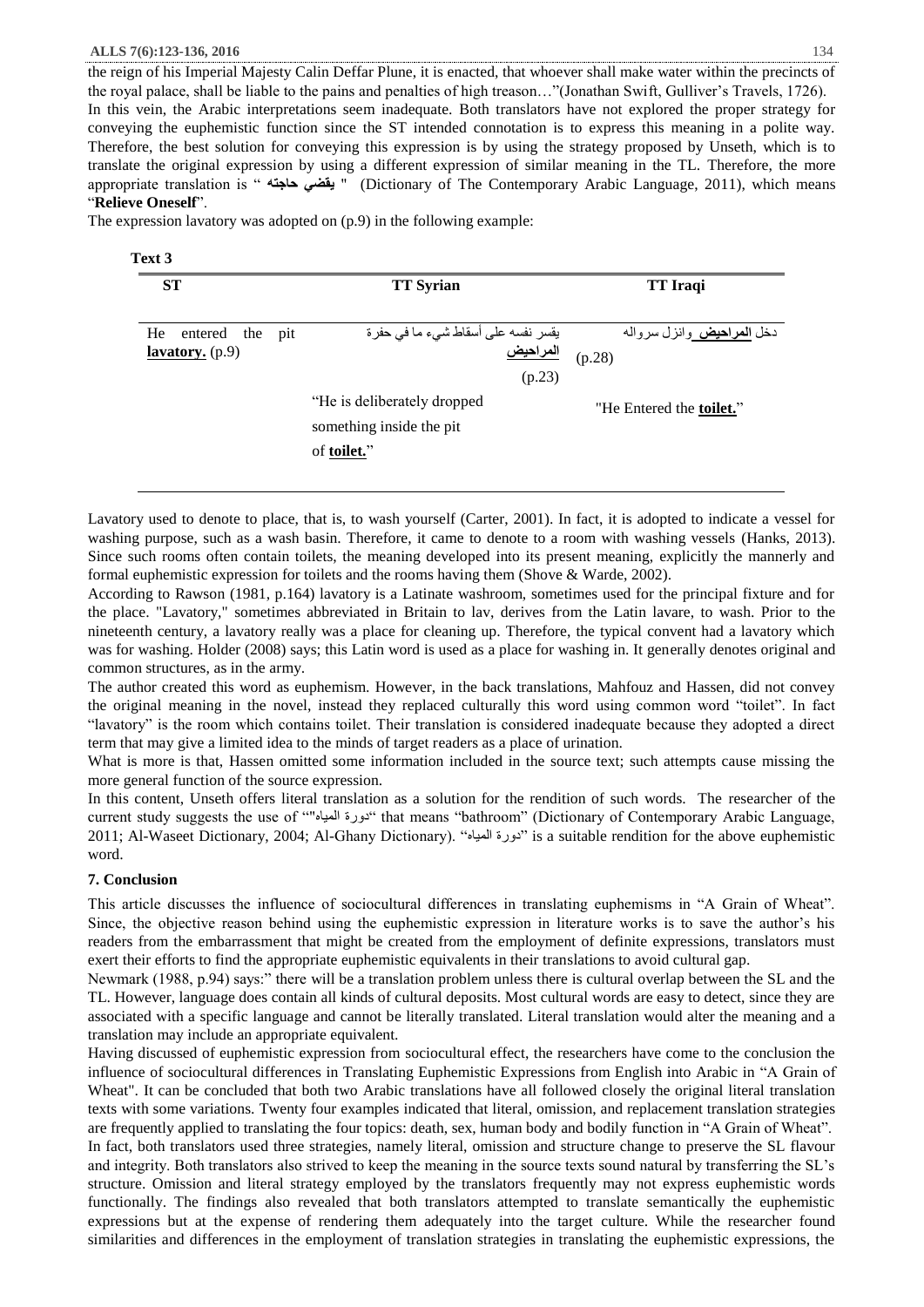the reign of his Imperial Majesty Calin Deffar Plune, it is enacted, that whoever shall make water within the precincts of the royal palace, shall be liable to the pains and penalties of high treason…"(Jonathan Swift, Gulliver's Travels, 1726).

In this vein, the Arabic interpretations seem inadequate. Both translators have not explored the proper strategy for conveying the euphemistic function since the ST intended connotation is to express this meaning in a polite way. Therefore, the best solution for conveying this expression is by using the strategy proposed by Unseth, which is to translate the original expression by using a different expression of similar meaning in the TL. Therefore, the more appropriate translation is " **يقضي حاجته** " (Dictionary of The Contemporary Arabic Language, 2011), which means "**Relieve Oneself**".

The expression lavatory was adopted on (p.9) in the following example:

**Text 3**

| ST | TT Syrian | TT Iraqi |
|---|---|---|
| He entered the pit **lavatory.** (p.9) | يقسر نفسه على أسقاط شيء ما في حفرة <u>**المراحيض**</u> (p.23) | دخل <u>**المراحيض**</u> وانزل سرواله (p.28) |
| | "He is deliberately dropped something inside the pit of **<u>toilet.</u>**" | "He Entered the **<u>toilet.</u>**" |

Lavatory used to denote to place, that is, to wash yourself (Carter, 2001). In fact, it is adopted to indicate a vessel for washing purpose, such as a wash basin. Therefore, it came to denote to a room with washing vessels (Hanks, 2013). Since such rooms often contain toilets, the meaning developed into its present meaning, explicitly the mannerly and formal euphemistic expression for toilets and the rooms having them (Shove & Warde, 2002).

According to Rawson (1981, p.164) lavatory is a Latinate washroom, sometimes used for the principal fixture and for the place. "Lavatory," sometimes abbreviated in Britain to lav, derives from the Latin lavare, to wash. Prior to the nineteenth century, a lavatory really was a place for cleaning up. Therefore, the typical convent had a lavatory which was for washing. Holder (2008) says; this Latin word is used as a place for washing in. It generally denotes original and common structures, as in the army.

The author created this word as euphemism. However, in the back translations, Mahfouz and Hassen, did not convey the original meaning in the novel, instead they replaced culturally this word using common word "toilet". In fact "lavatory" is the room which contains toilet. Their translation is considered inadequate because they adopted a direct term that may give a limited idea to the minds of target readers as a place of urination.

What is more is that, Hassen omitted some information included in the source text; such attempts cause missing the more general function of the source expression.

In this content, Unseth offers literal translation as a solution for the rendition of such words. The researcher of the current study suggests the use of ""دورة المياه" that means "bathroom" (Dictionary of Contemporary Arabic Language, 2011; Al-Waseet Dictionary, 2004; Al-Ghany Dictionary). "دورة المياه" is a suitable rendition for the above euphemistic word.

## 7. Conclusion

This article discusses the influence of sociocultural differences in translating euphemisms in "A Grain of Wheat". Since, the objective reason behind using the euphemistic expression in literature works is to save the author's his readers from the embarrassment that might be created from the employment of definite expressions, translators must exert their efforts to find the appropriate euphemistic equivalents in their translations to avoid cultural gap.

Newmark (1988, p.94) says:" there will be a translation problem unless there is cultural overlap between the SL and the TL. However, language does contain all kinds of cultural deposits. Most cultural words are easy to detect, since they are associated with a specific language and cannot be literally translated. Literal translation would alter the meaning and a translation may include an appropriate equivalent.

Having discussed of euphemistic expression from sociocultural effect, the researchers have come to the conclusion the influence of sociocultural differences in Translating Euphemistic Expressions from English into Arabic in "A Grain of Wheat". It can be concluded that both two Arabic translations have all followed closely the original literal translation texts with some variations. Twenty four examples indicated that literal, omission, and replacement translation strategies are frequently applied to translating the four topics: death, sex, human body and bodily function in "A Grain of Wheat".

In fact, both translators used three strategies, namely literal, omission and structure change to preserve the SL flavour and integrity. Both translators also strived to keep the meaning in the source texts sound natural by transferring the SL's structure. Omission and literal strategy employed by the translators frequently may not express euphemistic words functionally. The findings also revealed that both translators attempted to translate semantically the euphemistic expressions but at the expense of rendering them adequately into the target culture. While the researcher found similarities and differences in the employment of translation strategies in translating the euphemistic expressions, the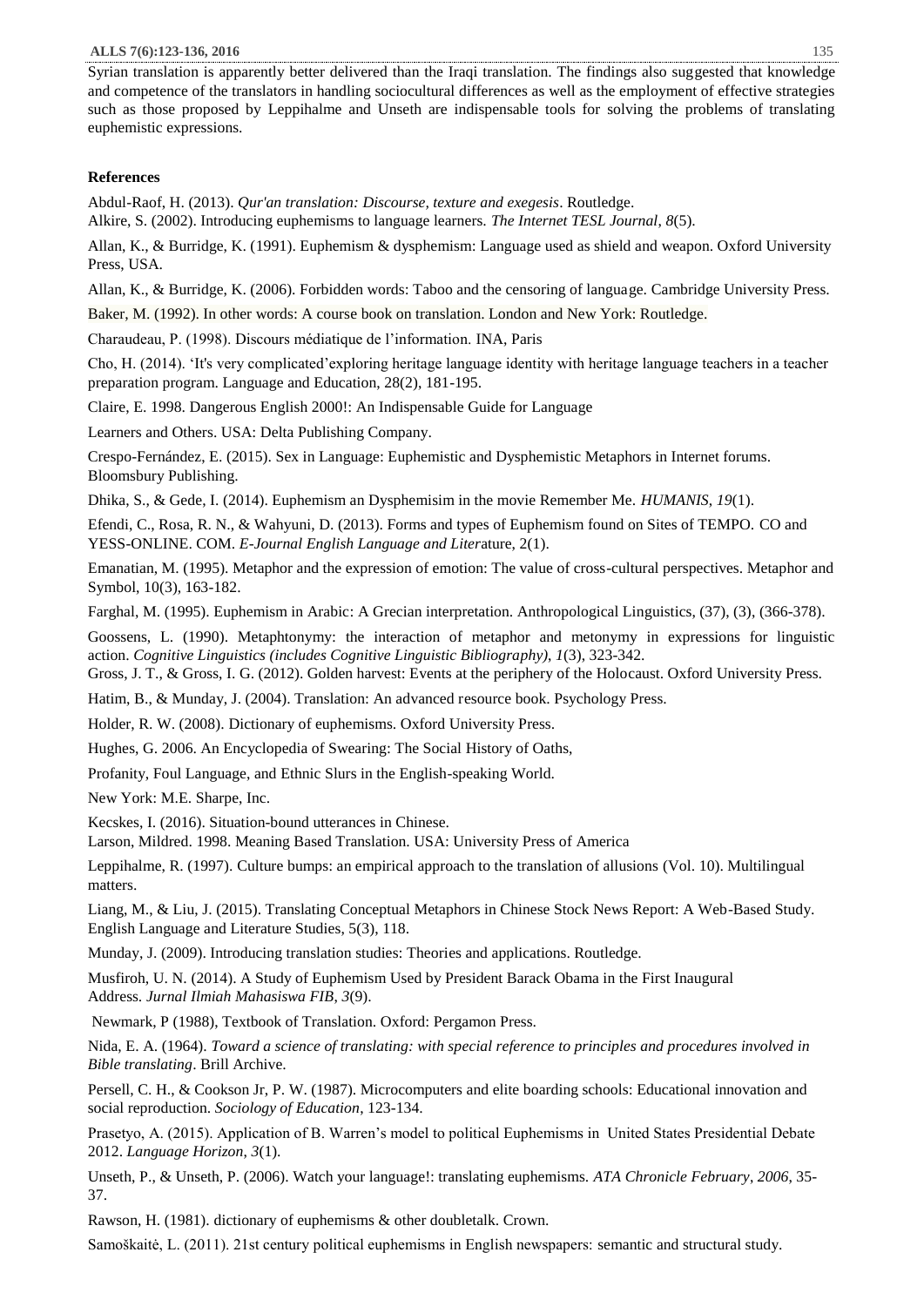Syrian translation is apparently better delivered than the Iraqi translation. The findings also suggested that knowledge and competence of the translators in handling sociocultural differences as well as the employment of effective strategies such as those proposed by Leppihalme and Unseth are indispensable tools for solving the problems of translating euphemistic expressions.

## References

Abdul-Raof, H. (2013). *Qur'an translation: Discourse, texture and exegesis*. Routledge.

Alkire, S. (2002). Introducing euphemisms to language learners. *The Internet TESL Journal*, *8*(5).

Allan, K., & Burridge, K. (1991). Euphemism & dysphemism: Language used as shield and weapon. Oxford University Press, USA.

Allan, K., & Burridge, K. (2006). Forbidden words: Taboo and the censoring of language. Cambridge University Press.

Baker, M. (1992). In other words: A course book on translation. London and New York: Routledge.

Charaudeau, P. (1998). Discours médiatique de l'information. INA, Paris

Cho, H. (2014). 'It's very complicated'exploring heritage language identity with heritage language teachers in a teacher preparation program. Language and Education, 28(2), 181-195.

Claire, E. 1998. Dangerous English 2000!: An Indispensable Guide for Language

Learners and Others. USA: Delta Publishing Company.

Crespo-Fernández, E. (2015). Sex in Language: Euphemistic and Dysphemistic Metaphors in Internet forums. Bloomsbury Publishing.

Dhika, S., & Gede, I. (2014). Euphemism an Dysphemisim in the movie Remember Me. *HUMANIS*, *19*(1).

Efendi, C., Rosa, R. N., & Wahyuni, D. (2013). Forms and types of Euphemism found on Sites of TEMPO. CO and YESS-ONLINE. COM. *E-Journal English Language and Liter*ature, 2(1).

Emanatian, M. (1995). Metaphor and the expression of emotion: The value of cross-cultural perspectives. Metaphor and Symbol, 10(3), 163-182.

Farghal, M. (1995). Euphemism in Arabic: A Grecian interpretation. Anthropological Linguistics, (37), (3), (366-378).

Goossens, L. (1990). Metaphtonymy: the interaction of metaphor and metonymy in expressions for linguistic action. *Cognitive Linguistics (includes Cognitive Linguistic Bibliography)*, *1*(3), 323-342.

Gross, J. T., & Gross, I. G. (2012). Golden harvest: Events at the periphery of the Holocaust. Oxford University Press.

Hatim, B., & Munday, J. (2004). Translation: An advanced resource book. Psychology Press.

Holder, R. W. (2008). Dictionary of euphemisms. Oxford University Press.

Hughes, G. 2006. An Encyclopedia of Swearing: The Social History of Oaths,

Profanity, Foul Language, and Ethnic Slurs in the English-speaking World.

New York: M.E. Sharpe, Inc.

Kecskes, I. (2016). Situation-bound utterances in Chinese.

Larson, Mildred. 1998. Meaning Based Translation. USA: University Press of America

Leppihalme, R. (1997). Culture bumps: an empirical approach to the translation of allusions (Vol. 10). Multilingual matters.

Liang, M., & Liu, J. (2015). Translating Conceptual Metaphors in Chinese Stock News Report: A Web-Based Study. English Language and Literature Studies, 5(3), 118.

Munday, J. (2009). Introducing translation studies: Theories and applications. Routledge.

Musfiroh, U. N. (2014). A Study of Euphemism Used by President Barack Obama in the First Inaugural Address. *Jurnal Ilmiah Mahasiswa FIB*, *3*(9).

Newmark, P (1988), Textbook of Translation. Oxford: Pergamon Press.

Nida, E. A. (1964). *Toward a science of translating: with special reference to principles and procedures involved in Bible translating*. Brill Archive.

Persell, C. H., & Cookson Jr, P. W. (1987). Microcomputers and elite boarding schools: Educational innovation and social reproduction. *Sociology of Education*, 123-134.

Prasetyo, A. (2015). Application of B. Warren's model to political Euphemisms in United States Presidential Debate 2012. *Language Horizon*, *3*(1).

Unseth, P., & Unseth, P. (2006). Watch your language!: translating euphemisms. *ATA Chronicle February*, *2006*, 35-37.

Rawson, H. (1981). dictionary of euphemisms & other doubletalk. Crown.

Samoškaitė, L. (2011). 21st century political euphemisms in English newspapers: semantic and structural study.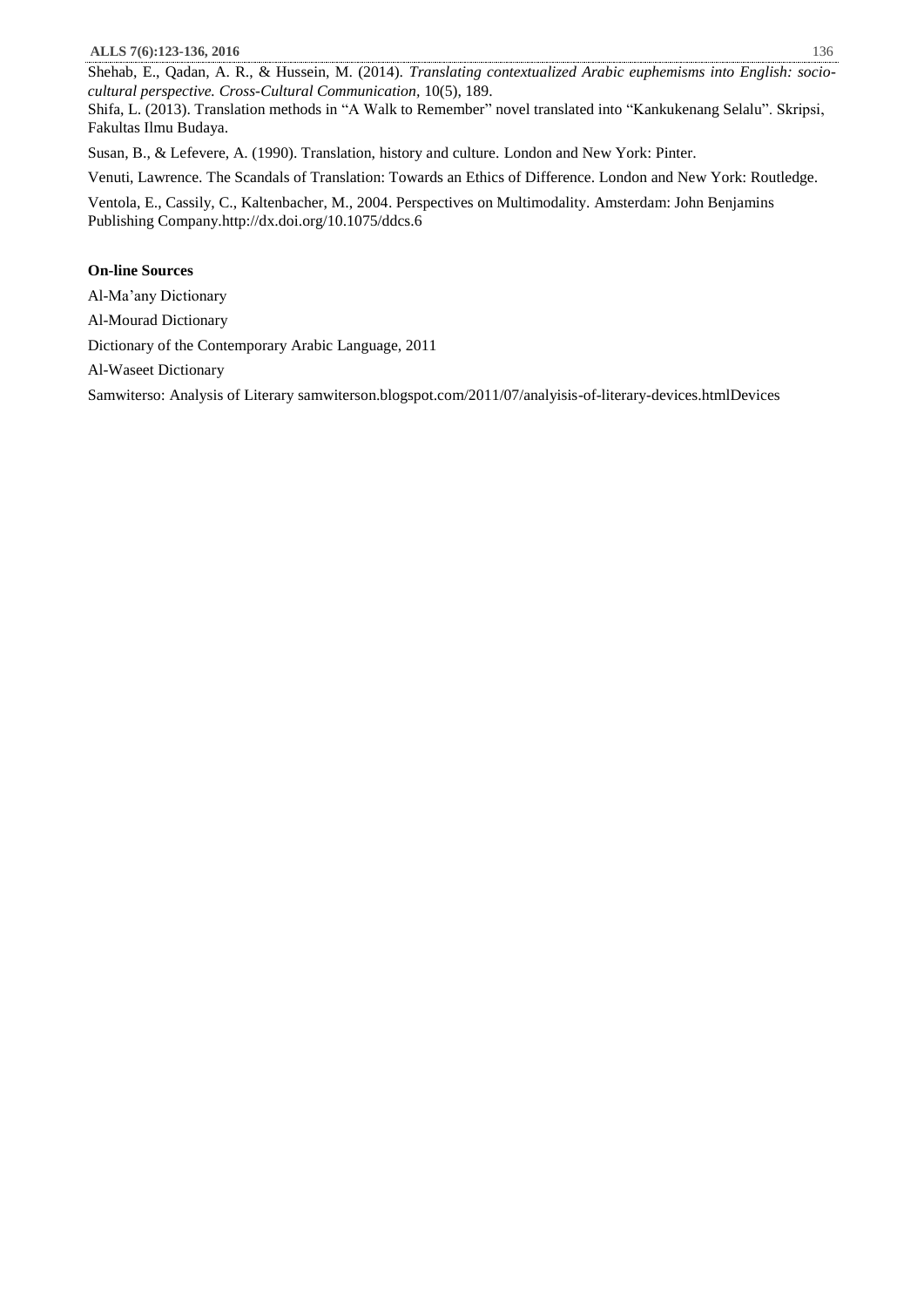Shehab, E., Qadan, A. R., & Hussein, M. (2014). *Translating contextualized Arabic euphemisms into English: socio-cultural perspective. Cross-Cultural Communication,* 10(5), 189.

Shifa, L. (2013). Translation methods in "A Walk to Remember" novel translated into "Kankukenang Selalu". Skripsi, Fakultas Ilmu Budaya.

Susan, B., & Lefevere, A. (1990). Translation, history and culture. London and New York: Pinter.

Venuti, Lawrence. The Scandals of Translation: Towards an Ethics of Difference. London and New York: Routledge.

Ventola, E., Cassily, C., Kaltenbacher, M., 2004. Perspectives on Multimodality. Amsterdam: John Benjamins Publishing Company.http://dx.doi.org/10.1075/ddcs.6

**On-line Sources**

Al-Ma'any Dictionary

Al-Mourad Dictionary

Dictionary of the Contemporary Arabic Language, 2011

Al-Waseet Dictionary

Samwiterso: Analysis of Literary samwiterson.blogspot.com/2011/07/analyisis-of-literary-devices.htmlDevices